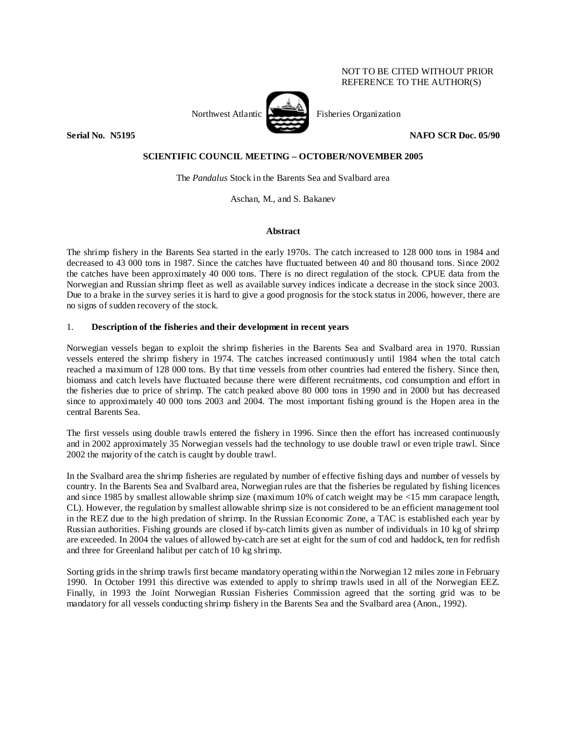NOT TO BE CITED WITHOUT PRIOR REFERENCE TO THE AUTHOR(S)

Northwest Atlantic Fisheries Organization

**Serial No. N5195** **NAFO SCR Doc. 05/90**

**SCIENTIFIC COUNCIL MEETING – OCTOBER/NOVEMBER 2005**

The *Pandalus* Stock in the Barents Sea and Svalbard area

Aschan, M., and S. Bakanev

## Abstract

The shrimp fishery in the Barents Sea started in the early 1970s. The catch increased to 128 000 tons in 1984 and decreased to 43 000 tons in 1987. Since the catches have fluctuated between 40 and 80 thousand tons. Since 2002 the catches have been approximately 40 000 tons. There is no direct regulation of the stock. CPUE data from the Norwegian and Russian shrimp fleet as well as available survey indices indicate a decrease in the stock since 2003. Due to a brake in the survey series it is hard to give a good prognosis for the stock status in 2006, however, there are no signs of sudden recovery of the stock.

## 1. Description of the fisheries and their development in recent years

Norwegian vessels began to exploit the shrimp fisheries in the Barents Sea and Svalbard area in 1970. Russian vessels entered the shrimp fishery in 1974. The catches increased continuously until 1984 when the total catch reached a maximum of 128 000 tons. By that time vessels from other countries had entered the fishery. Since then, biomass and catch levels have fluctuated because there were different recruitments, cod consumption and effort in the fisheries due to price of shrimp. The catch peaked above 80 000 tons in 1990 and in 2000 but has decreased since to approximately 40 000 tons 2003 and 2004. The most important fishing ground is the Hopen area in the central Barents Sea.

The first vessels using double trawls entered the fishery in 1996. Since then the effort has increased continuously and in 2002 approximately 35 Norwegian vessels had the technology to use double trawl or even triple trawl. Since 2002 the majority of the catch is caught by double trawl.

In the Svalbard area the shrimp fisheries are regulated by number of effective fishing days and number of vessels by country. In the Barents Sea and Svalbard area, Norwegian rules are that the fisheries be regulated by fishing licences and since 1985 by smallest allowable shrimp size (maximum 10% of catch weight may be <15 mm carapace length, CL). However, the regulation by smallest allowable shrimp size is not considered to be an efficient management tool in the REZ due to the high predation of shrimp. In the Russian Economic Zone, a TAC is established each year by Russian authorities. Fishing grounds are closed if by-catch limits given as number of individuals in 10 kg of shrimp are exceeded. In 2004 the values of allowed by-catch are set at eight for the sum of cod and haddock, ten for redfish and three for Greenland halibut per catch of 10 kg shrimp.

Sorting grids in the shrimp trawls first became mandatory operating within the Norwegian 12 miles zone in February 1990. In October 1991 this directive was extended to apply to shrimp trawls used in all of the Norwegian EEZ. Finally, in 1993 the Joint Norwegian Russian Fisheries Commission agreed that the sorting grid was to be mandatory for all vessels conducting shrimp fishery in the Barents Sea and the Svalbard area (Anon., 1992).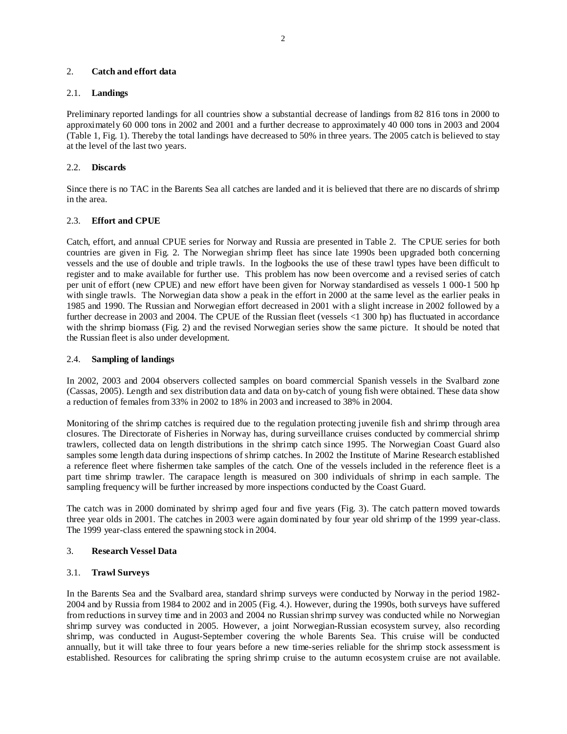## 2. **Catch and effort data**

### 2.1. **Landings**

Preliminary reported landings for all countries show a substantial decrease of landings from 82 816 tons in 2000 to approximately 60 000 tons in 2002 and 2001 and a further decrease to approximately 40 000 tons in 2003 and 2004 (Table 1, Fig. 1). Thereby the total landings have decreased to 50% in three years. The 2005 catch is believed to stay at the level of the last two years.

### 2.2. **Discards**

Since there is no TAC in the Barents Sea all catches are landed and it is believed that there are no discards of shrimp in the area.

### 2.3. **Effort and CPUE**

Catch, effort, and annual CPUE series for Norway and Russia are presented in Table 2. The CPUE series for both countries are given in Fig. 2. The Norwegian shrimp fleet has since late 1990s been upgraded both concerning vessels and the use of double and triple trawls. In the logbooks the use of these trawl types have been difficult to register and to make available for further use. This problem has now been overcome and a revised series of catch per unit of effort (new CPUE) and new effort have been given for Norway standardised as vessels 1 000-1 500 hp with single trawls. The Norwegian data show a peak in the effort in 2000 at the same level as the earlier peaks in 1985 and 1990. The Russian and Norwegian effort decreased in 2001 with a slight increase in 2002 followed by a further decrease in 2003 and 2004. The CPUE of the Russian fleet (vessels <1 300 hp) has fluctuated in accordance with the shrimp biomass (Fig. 2) and the revised Norwegian series show the same picture. It should be noted that the Russian fleet is also under development.

### 2.4. **Sampling of landings**

In 2002, 2003 and 2004 observers collected samples on board commercial Spanish vessels in the Svalbard zone (Cassas, 2005). Length and sex distribution data and data on by-catch of young fish were obtained. These data show a reduction of females from 33% in 2002 to 18% in 2003 and increased to 38% in 2004.

Monitoring of the shrimp catches is required due to the regulation protecting juvenile fish and shrimp through area closures. The Directorate of Fisheries in Norway has, during surveillance cruises conducted by commercial shrimp trawlers, collected data on length distributions in the shrimp catch since 1995. The Norwegian Coast Guard also samples some length data during inspections of shrimp catches. In 2002 the Institute of Marine Research established a reference fleet where fishermen take samples of the catch. One of the vessels included in the reference fleet is a part time shrimp trawler. The carapace length is measured on 300 individuals of shrimp in each sample. The sampling frequency will be further increased by more inspections conducted by the Coast Guard.

The catch was in 2000 dominated by shrimp aged four and five years (Fig. 3). The catch pattern moved towards three year olds in 2001. The catches in 2003 were again dominated by four year old shrimp of the 1999 year-class. The 1999 year-class entered the spawning stock in 2004.

## 3. **Research Vessel Data**

### 3.1. **Trawl Surveys**

In the Barents Sea and the Svalbard area, standard shrimp surveys were conducted by Norway in the period 1982-2004 and by Russia from 1984 to 2002 and in 2005 (Fig. 4.). However, during the 1990s, both surveys have suffered from reductions in survey time and in 2003 and 2004 no Russian shrimp survey was conducted while no Norwegian shrimp survey was conducted in 2005. However, a joint Norwegian-Russian ecosystem survey, also recording shrimp, was conducted in August-September covering the whole Barents Sea. This cruise will be conducted annually, but it will take three to four years before a new time-series reliable for the shrimp stock assessment is established. Resources for calibrating the spring shrimp cruise to the autumn ecosystem cruise are not available.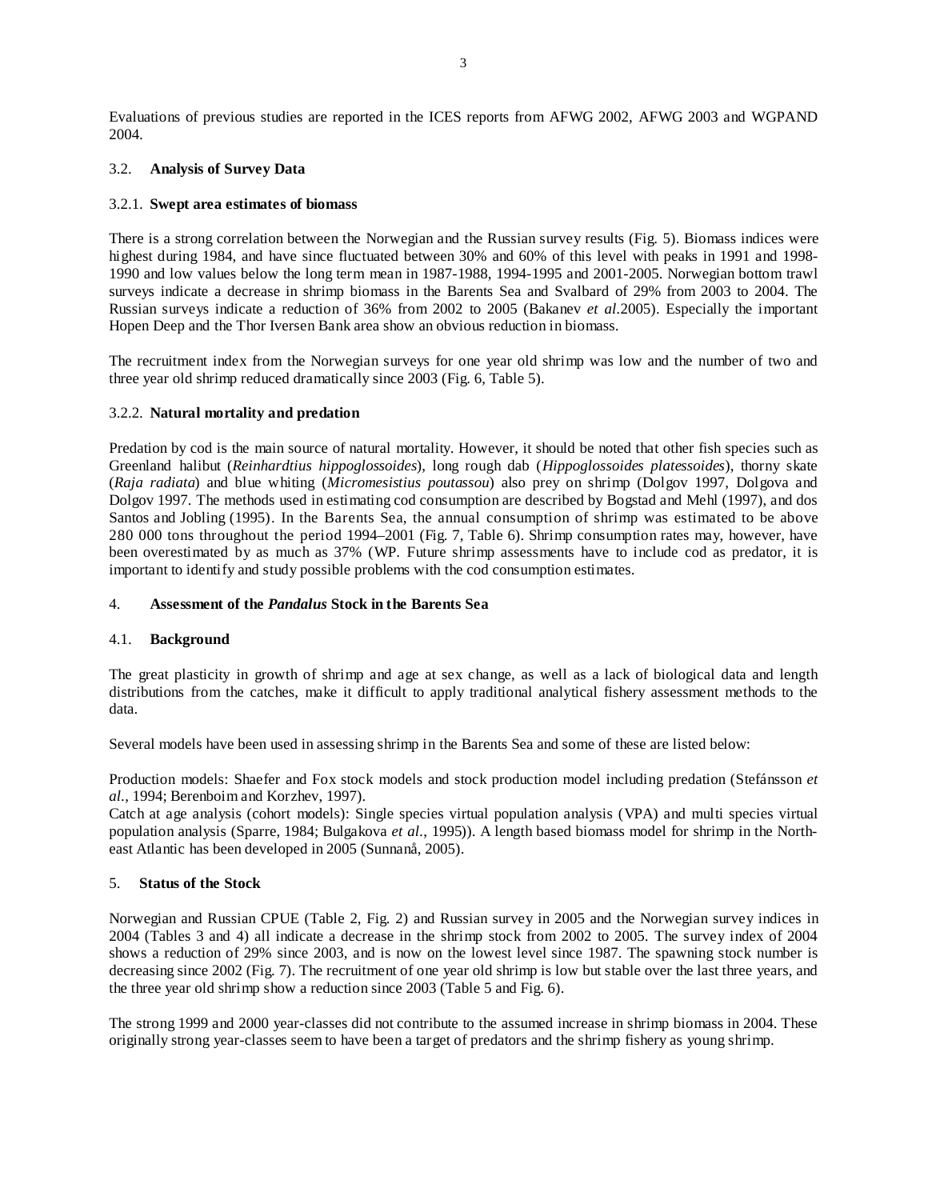Evaluations of previous studies are reported in the ICES reports from AFWG 2002, AFWG 2003 and WGPAND 2004.

### 3.2. **Analysis of Survey Data**

#### 3.2.1. **Swept area estimates of biomass**

There is a strong correlation between the Norwegian and the Russian survey results (Fig. 5). Biomass indices were highest during 1984, and have since fluctuated between 30% and 60% of this level with peaks in 1991 and 1998-1990 and low values below the long term mean in 1987-1988, 1994-1995 and 2001-2005. Norwegian bottom trawl surveys indicate a decrease in shrimp biomass in the Barents Sea and Svalbard of 29% from 2003 to 2004. The Russian surveys indicate a reduction of 36% from 2002 to 2005 (Bakanev *et al.*2005). Especially the important Hopen Deep and the Thor Iversen Bank area show an obvious reduction in biomass.

The recruitment index from the Norwegian surveys for one year old shrimp was low and the number of two and three year old shrimp reduced dramatically since 2003 (Fig. 6, Table 5).

#### 3.2.2. **Natural mortality and predation**

Predation by cod is the main source of natural mortality. However, it should be noted that other fish species such as Greenland halibut (*Reinhardtius hippoglossoides*), long rough dab (*Hippoglossoides platessoides*), thorny skate (*Raja radiata*) and blue whiting (*Micromesistius poutassou*) also prey on shrimp (Dolgov 1997, Dolgova and Dolgov 1997. The methods used in estimating cod consumption are described by Bogstad and Mehl (1997), and dos Santos and Jobling (1995). In the Barents Sea, the annual consumption of shrimp was estimated to be above 280 000 tons throughout the period 1994–2001 (Fig. 7, Table 6). Shrimp consumption rates may, however, have been overestimated by as much as 37% (WP. Future shrimp assessments have to include cod as predator, it is important to identify and study possible problems with the cod consumption estimates.

## 4. **Assessment of the *Pandalus* Stock in the Barents Sea**

### 4.1. **Background**

The great plasticity in growth of shrimp and age at sex change, as well as a lack of biological data and length distributions from the catches, make it difficult to apply traditional analytical fishery assessment methods to the data.

Several models have been used in assessing shrimp in the Barents Sea and some of these are listed below:

Production models: Shaefer and Fox stock models and stock production model including predation (Stefánsson *et al.*, 1994; Berenboim and Korzhev, 1997).
Catch at age analysis (cohort models): Single species virtual population analysis (VPA) and multi species virtual population analysis (Sparre, 1984; Bulgakova *et al.*, 1995)). A length based biomass model for shrimp in the North-east Atlantic has been developed in 2005 (Sunnanå, 2005).

## 5. **Status of the Stock**

Norwegian and Russian CPUE (Table 2, Fig. 2) and Russian survey in 2005 and the Norwegian survey indices in 2004 (Tables 3 and 4) all indicate a decrease in the shrimp stock from 2002 to 2005. The survey index of 2004 shows a reduction of 29% since 2003, and is now on the lowest level since 1987. The spawning stock number is decreasing since 2002 (Fig. 7). The recruitment of one year old shrimp is low but stable over the last three years, and the three year old shrimp show a reduction since 2003 (Table 5 and Fig. 6).

The strong 1999 and 2000 year-classes did not contribute to the assumed increase in shrimp biomass in 2004. These originally strong year-classes seem to have been a target of predators and the shrimp fishery as young shrimp.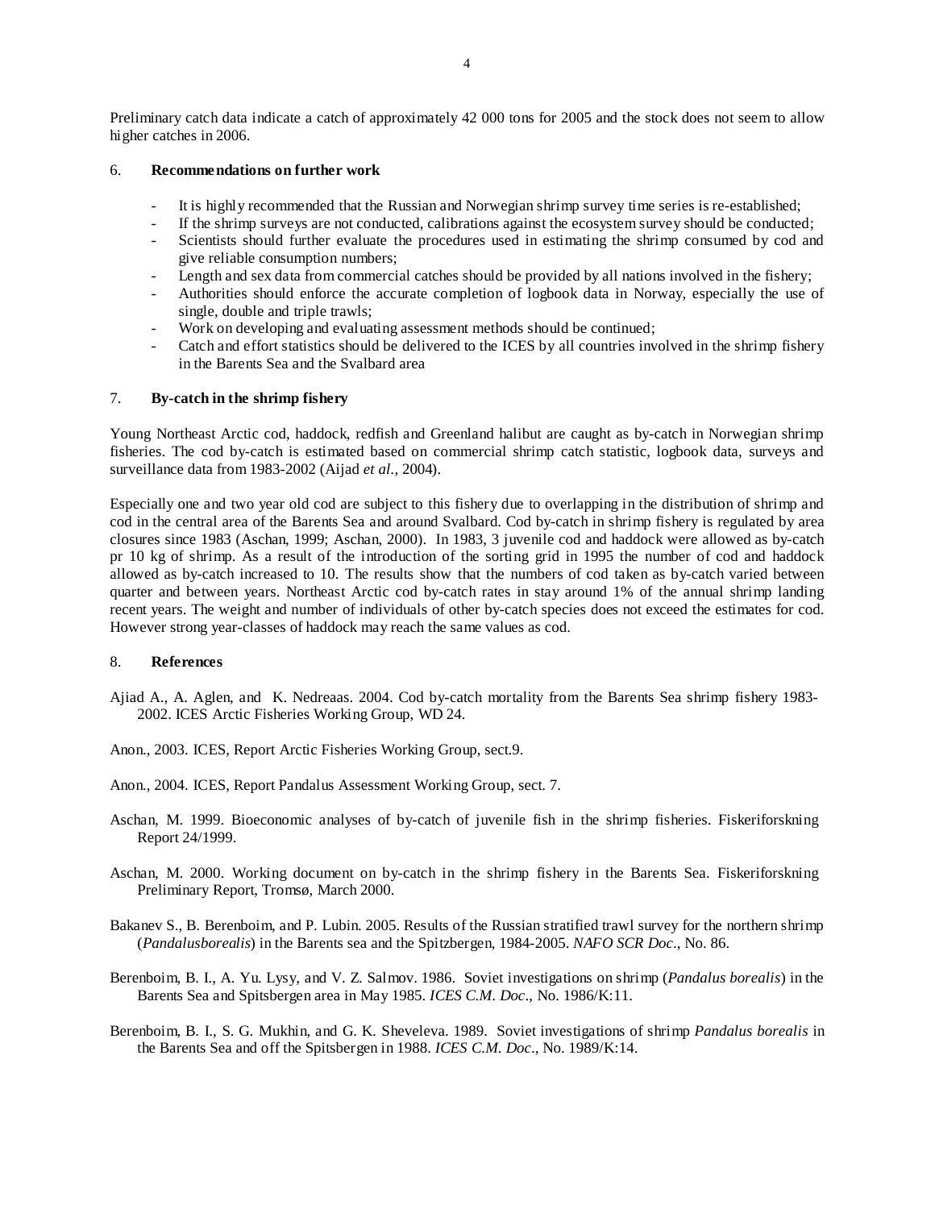Preliminary catch data indicate a catch of approximately 42 000 tons for 2005 and the stock does not seem to allow higher catches in 2006.

## 6. **Recommendations on further work**

- It is highly recommended that the Russian and Norwegian shrimp survey time series is re-established;
- If the shrimp surveys are not conducted, calibrations against the ecosystem survey should be conducted;
- Scientists should further evaluate the procedures used in estimating the shrimp consumed by cod and give reliable consumption numbers;
- Length and sex data from commercial catches should be provided by all nations involved in the fishery;
- Authorities should enforce the accurate completion of logbook data in Norway, especially the use of single, double and triple trawls;
- Work on developing and evaluating assessment methods should be continued;
- Catch and effort statistics should be delivered to the ICES by all countries involved in the shrimp fishery in the Barents Sea and the Svalbard area

## 7. **By-catch in the shrimp fishery**

Young Northeast Arctic cod, haddock, redfish and Greenland halibut are caught as by-catch in Norwegian shrimp fisheries. The cod by-catch is estimated based on commercial shrimp catch statistic, logbook data, surveys and surveillance data from 1983-2002 (Aijad *et al*., 2004).

Especially one and two year old cod are subject to this fishery due to overlapping in the distribution of shrimp and cod in the central area of the Barents Sea and around Svalbard. Cod by-catch in shrimp fishery is regulated by area closures since 1983 (Aschan, 1999; Aschan, 2000). In 1983, 3 juvenile cod and haddock were allowed as by-catch pr 10 kg of shrimp. As a result of the introduction of the sorting grid in 1995 the number of cod and haddock allowed as by-catch increased to 10. The results show that the numbers of cod taken as by-catch varied between quarter and between years. Northeast Arctic cod by-catch rates in stay around 1% of the annual shrimp landing recent years. The weight and number of individuals of other by-catch species does not exceed the estimates for cod. However strong year-classes of haddock may reach the same values as cod.

## 8. **References**

Ajiad A., A. Aglen, and K. Nedreaas. 2004. Cod by-catch mortality from the Barents Sea shrimp fishery 1983-2002. ICES Arctic Fisheries Working Group, WD 24.

Anon., 2003. ICES, Report Arctic Fisheries Working Group, sect.9.

Anon., 2004. ICES, Report Pandalus Assessment Working Group, sect. 7.

Aschan, M. 1999. Bioeconomic analyses of by-catch of juvenile fish in the shrimp fisheries. Fiskeriforskning Report 24/1999.

Aschan, M. 2000. Working document on by-catch in the shrimp fishery in the Barents Sea. Fiskeriforskning Preliminary Report, Tromsø, March 2000.

Bakanev S., B. Berenboim, and P. Lubin. 2005. Results of the Russian stratified trawl survey for the northern shrimp (*Pandalusborealis*) in the Barents sea and the Spitzbergen, 1984-2005. *NAFO SCR Doc*., No. 86.

Berenboim, B. I., A. Yu. Lysy, and V. Z. Salmov. 1986. Soviet investigations on shrimp (*Pandalus borealis*) in the Barents Sea and Spitsbergen area in May 1985. *ICES C.M. Doc*., No. 1986/K:11.

Berenboim, B. I., S. G. Mukhin, and G. K. Sheveleva. 1989. Soviet investigations of shrimp *Pandalus borealis* in the Barents Sea and off the Spitsbergen in 1988. *ICES C.M. Doc*., No. 1989/K:14.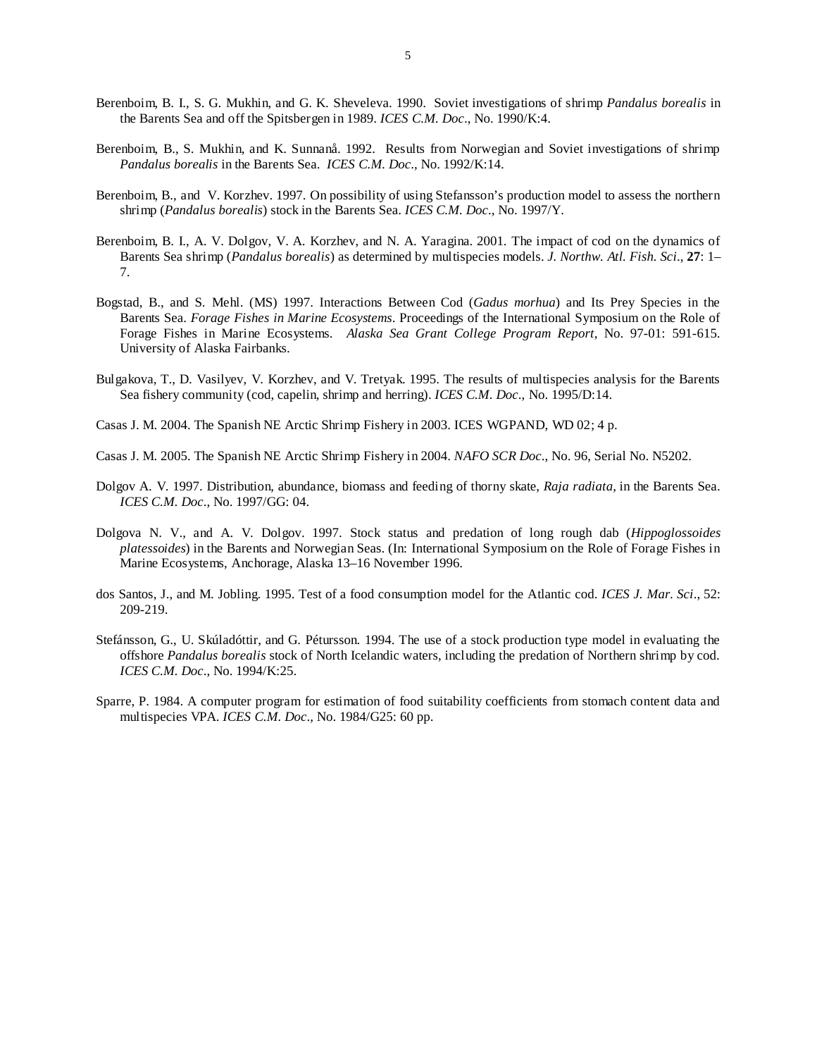Berenboim, B. I., S. G. Mukhin, and G. K. Sheveleva. 1990. Soviet investigations of shrimp *Pandalus borealis* in the Barents Sea and off the Spitsbergen in 1989. *ICES C.M. Doc*., No. 1990/K:4.

Berenboim, B., S. Mukhin, and K. Sunnanå. 1992. Results from Norwegian and Soviet investigations of shrimp *Pandalus borealis* in the Barents Sea. *ICES C.M. Doc*., No. 1992/K:14.

Berenboim, B., and V. Korzhev. 1997. On possibility of using Stefansson's production model to assess the northern shrimp (*Pandalus borealis*) stock in the Barents Sea. *ICES C.M. Doc*., No. 1997/Y.

Berenboim, B. I., A. V. Dolgov, V. A. Korzhev, and N. A. Yaragina. 2001. The impact of cod on the dynamics of Barents Sea shrimp (*Pandalus borealis*) as determined by multispecies models. *J. Northw. Atl. Fish. Sci*., **27**: 1–7.

Bogstad, B., and S. Mehl. (MS) 1997. Interactions Between Cod (*Gadus morhua*) and Its Prey Species in the Barents Sea. *Forage Fishes in Marine Ecosystems*. Proceedings of the International Symposium on the Role of Forage Fishes in Marine Ecosystems. *Alaska Sea Grant College Program Report*, No. 97-01: 591-615. University of Alaska Fairbanks.

Bulgakova, T., D. Vasilyev, V. Korzhev, and V. Tretyak. 1995. The results of multispecies analysis for the Barents Sea fishery community (cod, capelin, shrimp and herring). *ICES C.M. Doc*., No. 1995/D:14.

Casas J. M. 2004. The Spanish NE Arctic Shrimp Fishery in 2003. ICES WGPAND, WD 02; 4 p.

Casas J. M. 2005. The Spanish NE Arctic Shrimp Fishery in 2004. *NAFO SCR Doc*., No. 96, Serial No. N5202.

Dolgov A. V. 1997. Distribution, abundance, biomass and feeding of thorny skate, *Raja radiata*, in the Barents Sea. *ICES C.M. Doc*., No. 1997/GG: 04.

Dolgova N. V., and A. V. Dolgov. 1997. Stock status and predation of long rough dab (*Hippoglossoides platessoides*) in the Barents and Norwegian Seas. (In: International Symposium on the Role of Forage Fishes in Marine Ecosystems, Anchorage, Alaska 13–16 November 1996.

dos Santos, J., and M. Jobling. 1995. Test of a food consumption model for the Atlantic cod. *ICES J. Mar. Sci*., 52: 209-219.

Stefánsson, G., U. Skúladóttir, and G. Pétursson. 1994. The use of a stock production type model in evaluating the offshore *Pandalus borealis* stock of North Icelandic waters, including the predation of Northern shrimp by cod. *ICES C.M. Doc*., No. 1994/K:25.

Sparre, P. 1984. A computer program for estimation of food suitability coefficients from stomach content data and multispecies VPA. *ICES C.M. Doc*., No. 1984/G25: 60 pp.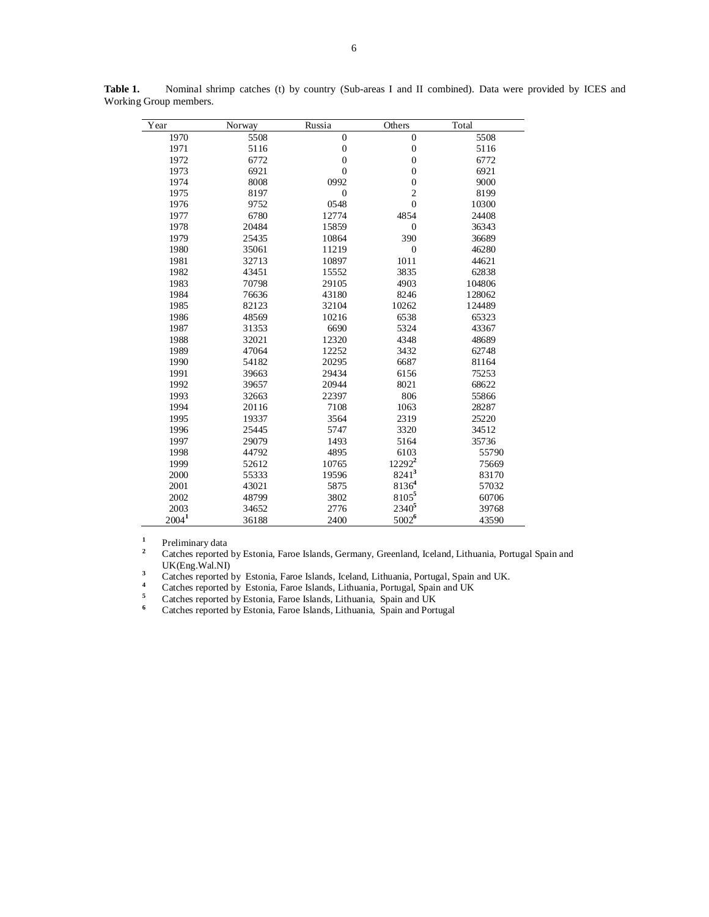**Table 1.** Nominal shrimp catches (t) by country (Sub-areas I and II combined). Data were provided by ICES and Working Group members.

| Year | Norway | Russia | Others | Total |
|---|---|---|---|---|
| 1970 | 5508 | 0 | 0 | 5508 |
| 1971 | 5116 | 0 | 0 | 5116 |
| 1972 | 6772 | 0 | 0 | 6772 |
| 1973 | 6921 | 0 | 0 | 6921 |
| 1974 | 8008 | 0992 | 0 | 9000 |
| 1975 | 8197 | 0 | 2 | 8199 |
| 1976 | 9752 | 0548 | 0 | 10300 |
| 1977 | 6780 | 12774 | 4854 | 24408 |
| 1978 | 20484 | 15859 | 0 | 36343 |
| 1979 | 25435 | 10864 | 390 | 36689 |
| 1980 | 35061 | 11219 | 0 | 46280 |
| 1981 | 32713 | 10897 | 1011 | 44621 |
| 1982 | 43451 | 15552 | 3835 | 62838 |
| 1983 | 70798 | 29105 | 4903 | 104806 |
| 1984 | 76636 | 43180 | 8246 | 128062 |
| 1985 | 82123 | 32104 | 10262 | 124489 |
| 1986 | 48569 | 10216 | 6538 | 65323 |
| 1987 | 31353 | 6690 | 5324 | 43367 |
| 1988 | 32021 | 12320 | 4348 | 48689 |
| 1989 | 47064 | 12252 | 3432 | 62748 |
| 1990 | 54182 | 20295 | 6687 | 81164 |
| 1991 | 39663 | 29434 | 6156 | 75253 |
| 1992 | 39657 | 20944 | 8021 | 68622 |
| 1993 | 32663 | 22397 | 806 | 55866 |
| 1994 | 20116 | 7108 | 1063 | 28287 |
| 1995 | 19337 | 3564 | 2319 | 25220 |
| 1996 | 25445 | 5747 | 3320 | 34512 |
| 1997 | 29079 | 1493 | 5164 | 35736 |
| 1998 | 44792 | 4895 | 6103 | 55790 |
| 1999 | 52612 | 10765 | 12292[2] | 75669 |
| 2000 | 55333 | 19596 | 8241[3] | 83170 |
| 2001 | 43021 | 5875 | 8136[4] | 57032 |
| 2002 | 48799 | 3802 | 8105[5] | 60706 |
| 2003 | 34652 | 2776 | 2340[5] | 39768 |
| 2004[1] | 36188 | 2400 | 5002[6] | 43590 |

[1] Preliminary data
[2] Catches reported by Estonia, Faroe Islands, Germany, Greenland, Iceland, Lithuania, Portugal Spain and UK(Eng.Wal.NI)
[3] Catches reported by Estonia, Faroe Islands, Iceland, Lithuania, Portugal, Spain and UK.
[4] Catches reported by Estonia, Faroe Islands, Lithuania, Portugal, Spain and UK
[5] Catches reported by Estonia, Faroe Islands, Lithuania, Spain and UK
[6] Catches reported by Estonia, Faroe Islands, Lithuania, Spain and Portugal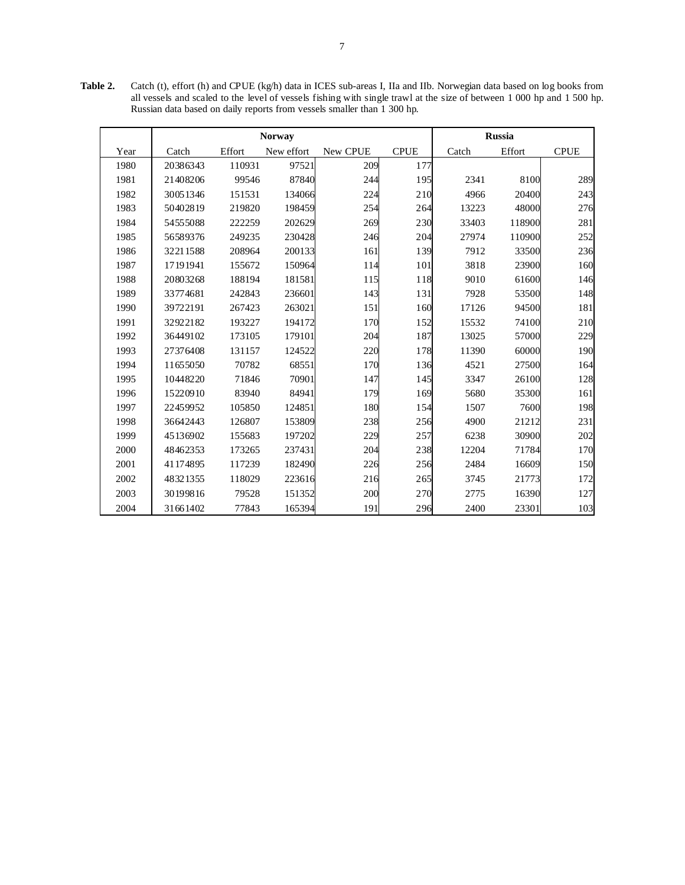**Table 2.** Catch (t), effort (h) and CPUE (kg/h) data in ICES sub-areas I, IIa and IIb. Norwegian data based on log books from all vessels and scaled to the level of vessels fishing with single trawl at the size of between 1 000 hp and 1 500 hp. Russian data based on daily reports from vessels smaller than 1 300 hp.

| | Norway | | | | | Russia | | |
|---|---|---|---|---|---|---|---|---|
| Year | Catch | Effort | New effort | New CPUE | CPUE | Catch | Effort | CPUE |
| 1980 | 20386343 | 110931 | 97521 | 209 | 177 | | | |
| 1981 | 21408206 | 99546 | 87840 | 244 | 195 | 2341 | 8100 | 289 |
| 1982 | 30051346 | 151531 | 134066 | 224 | 210 | 4966 | 20400 | 243 |
| 1983 | 50402819 | 219820 | 198459 | 254 | 264 | 13223 | 48000 | 276 |
| 1984 | 54555088 | 222259 | 202629 | 269 | 230 | 33403 | 118900 | 281 |
| 1985 | 56589376 | 249235 | 230428 | 246 | 204 | 27974 | 110900 | 252 |
| 1986 | 32211588 | 208964 | 200133 | 161 | 139 | 7912 | 33500 | 236 |
| 1987 | 17191941 | 155672 | 150964 | 114 | 101 | 3818 | 23900 | 160 |
| 1988 | 20803268 | 188194 | 181581 | 115 | 118 | 9010 | 61600 | 146 |
| 1989 | 33774681 | 242843 | 236601 | 143 | 131 | 7928 | 53500 | 148 |
| 1990 | 39722191 | 267423 | 263021 | 151 | 160 | 17126 | 94500 | 181 |
| 1991 | 32922182 | 193227 | 194172 | 170 | 152 | 15532 | 74100 | 210 |
| 1992 | 36449102 | 173105 | 179101 | 204 | 187 | 13025 | 57000 | 229 |
| 1993 | 27376408 | 131157 | 124522 | 220 | 178 | 11390 | 60000 | 190 |
| 1994 | 11655050 | 70782 | 68551 | 170 | 136 | 4521 | 27500 | 164 |
| 1995 | 10448220 | 71846 | 70901 | 147 | 145 | 3347 | 26100 | 128 |
| 1996 | 15220910 | 83940 | 84941 | 179 | 169 | 5680 | 35300 | 161 |
| 1997 | 22459952 | 105850 | 124851 | 180 | 154 | 1507 | 7600 | 198 |
| 1998 | 36642443 | 126807 | 153809 | 238 | 256 | 4900 | 21212 | 231 |
| 1999 | 45136902 | 155683 | 197202 | 229 | 257 | 6238 | 30900 | 202 |
| 2000 | 48462353 | 173265 | 237431 | 204 | 238 | 12204 | 71784 | 170 |
| 2001 | 41174895 | 117239 | 182490 | 226 | 256 | 2484 | 16609 | 150 |
| 2002 | 48321355 | 118029 | 223616 | 216 | 265 | 3745 | 21773 | 172 |
| 2003 | 30199816 | 79528 | 151352 | 200 | 270 | 2775 | 16390 | 127 |
| 2004 | 31661402 | 77843 | 165394 | 191 | 296 | 2400 | 23301 | 103 |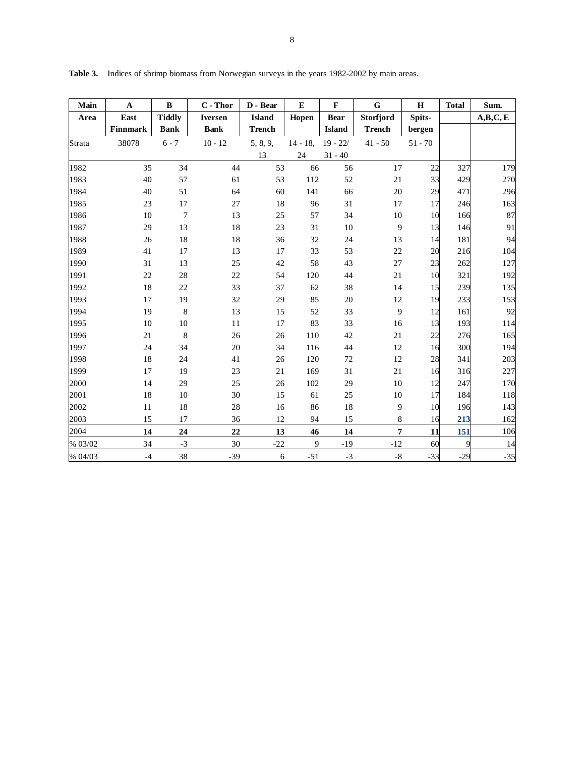**Table 3.** Indices of shrimp biomass from Norwegian surveys in the years 1982-2002 by main areas.

| Main Area | A East Finnmark | B Tiddly Bank | C - Thor Iversen Bank | D - Bear Island Trench | E Hopen | F Bear Island | G Storfjord Trench | H Spits-bergen | Total | Sum. A,B,C, E |
|---|---|---|---|---|---|---|---|---|---|---|
| Strata | 38078 | 6 - 7 | 10 - 12 | 5, 8, 9, 13 | 14 - 18, 24 | 19 - 22/ 31 - 40 | 41 - 50 | 51 - 70 | | |
| 1982 | 35 | 34 | 44 | 53 | 66 | 56 | 17 | 22 | 327 | 179 |
| 1983 | 40 | 57 | 61 | 53 | 112 | 52 | 21 | 33 | 429 | 270 |
| 1984 | 40 | 51 | 64 | 60 | 141 | 66 | 20 | 29 | 471 | 296 |
| 1985 | 23 | 17 | 27 | 18 | 96 | 31 | 17 | 17 | 246 | 163 |
| 1986 | 10 | 7 | 13 | 25 | 57 | 34 | 10 | 10 | 166 | 87 |
| 1987 | 29 | 13 | 18 | 23 | 31 | 10 | 9 | 13 | 146 | 91 |
| 1988 | 26 | 18 | 18 | 36 | 32 | 24 | 13 | 14 | 181 | 94 |
| 1989 | 41 | 17 | 13 | 17 | 33 | 53 | 22 | 20 | 216 | 104 |
| 1990 | 31 | 13 | 25 | 42 | 58 | 43 | 27 | 23 | 262 | 127 |
| 1991 | 22 | 28 | 22 | 54 | 120 | 44 | 21 | 10 | 321 | 192 |
| 1992 | 18 | 22 | 33 | 37 | 62 | 38 | 14 | 15 | 239 | 135 |
| 1993 | 17 | 19 | 32 | 29 | 85 | 20 | 12 | 19 | 233 | 153 |
| 1994 | 19 | 8 | 13 | 15 | 52 | 33 | 9 | 12 | 161 | 92 |
| 1995 | 10 | 10 | 11 | 17 | 83 | 33 | 16 | 13 | 193 | 114 |
| 1996 | 21 | 8 | 26 | 26 | 110 | 42 | 21 | 22 | 276 | 165 |
| 1997 | 24 | 34 | 20 | 34 | 116 | 44 | 12 | 16 | 300 | 194 |
| 1998 | 18 | 24 | 41 | 26 | 120 | 72 | 12 | 28 | 341 | 203 |
| 1999 | 17 | 19 | 23 | 21 | 169 | 31 | 21 | 16 | 316 | 227 |
| 2000 | 14 | 29 | 25 | 26 | 102 | 29 | 10 | 12 | 247 | 170 |
| 2001 | 18 | 10 | 30 | 15 | 61 | 25 | 10 | 17 | 184 | 118 |
| 2002 | 11 | 18 | 28 | 16 | 86 | 18 | 9 | 10 | 196 | 143 |
| 2003 | 15 | 17 | 36 | 12 | 94 | 15 | 8 | 16 | **213** | 162 |
| 2004 | **14** | **24** | **22** | **13** | **46** | **14** | **7** | **11** | **151** | 106 |
| % 03/02 | 34 | -3 | 30 | -22 | 9 | -19 | -12 | 60 | 9 | 14 |
| % 04/03 | -4 | 38 | -39 | 6 | -51 | -3 | -8 | -33 | -29 | -35 |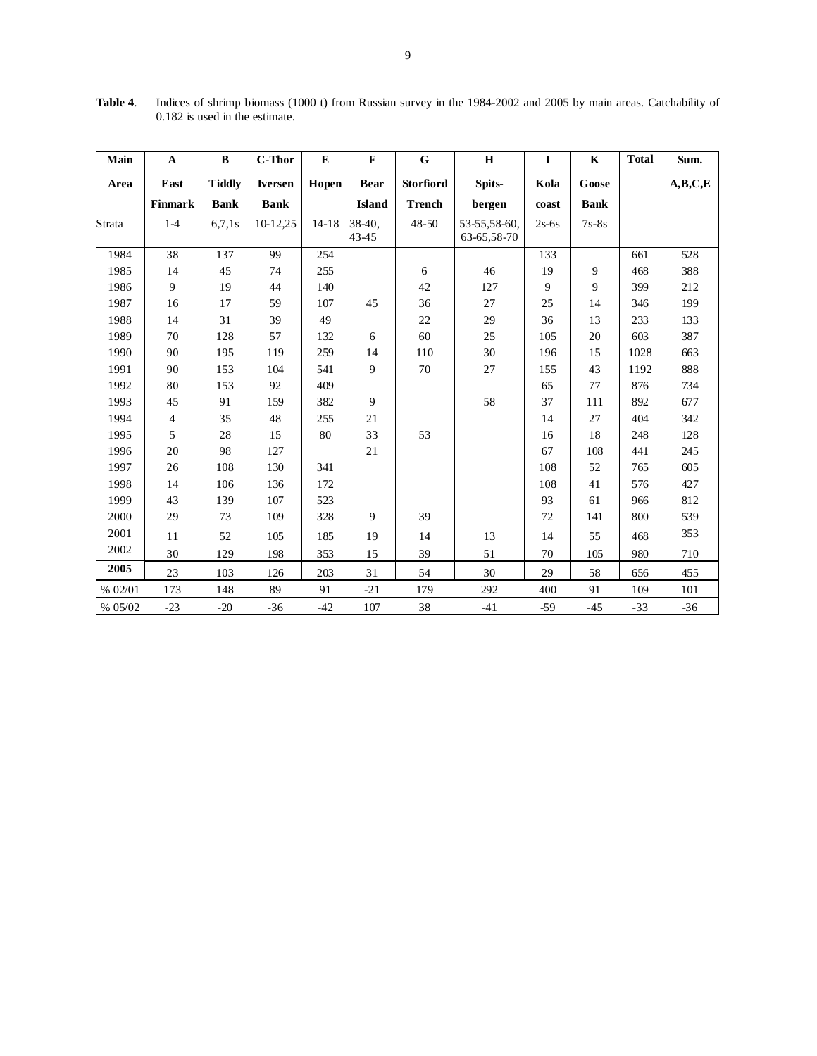**Table 4**. Indices of shrimp biomass (1000 t) from Russian survey in the 1984-2002 and 2005 by main areas. Catchability of 0.182 is used in the estimate.

| Main Area | A East Finmark | B Tiddly Bank | C-Thor Iversen Bank | E Hopen | F Bear Island | G Storfiord Trench | H Spits-bergen | I Kola coast | K Goose Bank | Total | Sum. A,B,C,E |
|---|---|---|---|---|---|---|---|---|---|---|---|
| Strata | 1-4 | 6,7,1s | 10-12,25 | 14-18 | 38-40, 43-45 | 48-50 | 53-55,58-60, 63-65,58-70 | 2s-6s | 7s-8s | | |
| 1984 | 38 | 137 | 99 | 254 | | | | 133 | | 661 | 528 |
| 1985 | 14 | 45 | 74 | 255 | | 6 | 46 | 19 | 9 | 468 | 388 |
| 1986 | 9 | 19 | 44 | 140 | | 42 | 127 | 9 | 9 | 399 | 212 |
| 1987 | 16 | 17 | 59 | 107 | 45 | 36 | 27 | 25 | 14 | 346 | 199 |
| 1988 | 14 | 31 | 39 | 49 | | 22 | 29 | 36 | 13 | 233 | 133 |
| 1989 | 70 | 128 | 57 | 132 | 6 | 60 | 25 | 105 | 20 | 603 | 387 |
| 1990 | 90 | 195 | 119 | 259 | 14 | 110 | 30 | 196 | 15 | 1028 | 663 |
| 1991 | 90 | 153 | 104 | 541 | 9 | 70 | 27 | 155 | 43 | 1192 | 888 |
| 1992 | 80 | 153 | 92 | 409 | | | | 65 | 77 | 876 | 734 |
| 1993 | 45 | 91 | 159 | 382 | 9 | | 58 | 37 | 111 | 892 | 677 |
| 1994 | 4 | 35 | 48 | 255 | 21 | | | 14 | 27 | 404 | 342 |
| 1995 | 5 | 28 | 15 | 80 | 33 | 53 | | 16 | 18 | 248 | 128 |
| 1996 | 20 | 98 | 127 | | 21 | | | 67 | 108 | 441 | 245 |
| 1997 | 26 | 108 | 130 | 341 | | | | 108 | 52 | 765 | 605 |
| 1998 | 14 | 106 | 136 | 172 | | | | 108 | 41 | 576 | 427 |
| 1999 | 43 | 139 | 107 | 523 | | | | 93 | 61 | 966 | 812 |
| 2000 | 29 | 73 | 109 | 328 | 9 | 39 | | 72 | 141 | 800 | 539 |
| 2001 | 11 | 52 | 105 | 185 | 19 | 14 | 13 | 14 | 55 | 468 | 353 |
| 2002 | 30 | 129 | 198 | 353 | 15 | 39 | 51 | 70 | 105 | 980 | 710 |
| **2005** | 23 | 103 | 126 | 203 | 31 | 54 | 30 | 29 | 58 | 656 | 455 |
| % 02/01 | 173 | 148 | 89 | 91 | -21 | 179 | 292 | 400 | 91 | 109 | 101 |
| % 05/02 | -23 | -20 | -36 | -42 | 107 | 38 | -41 | -59 | -45 | -33 | -36 |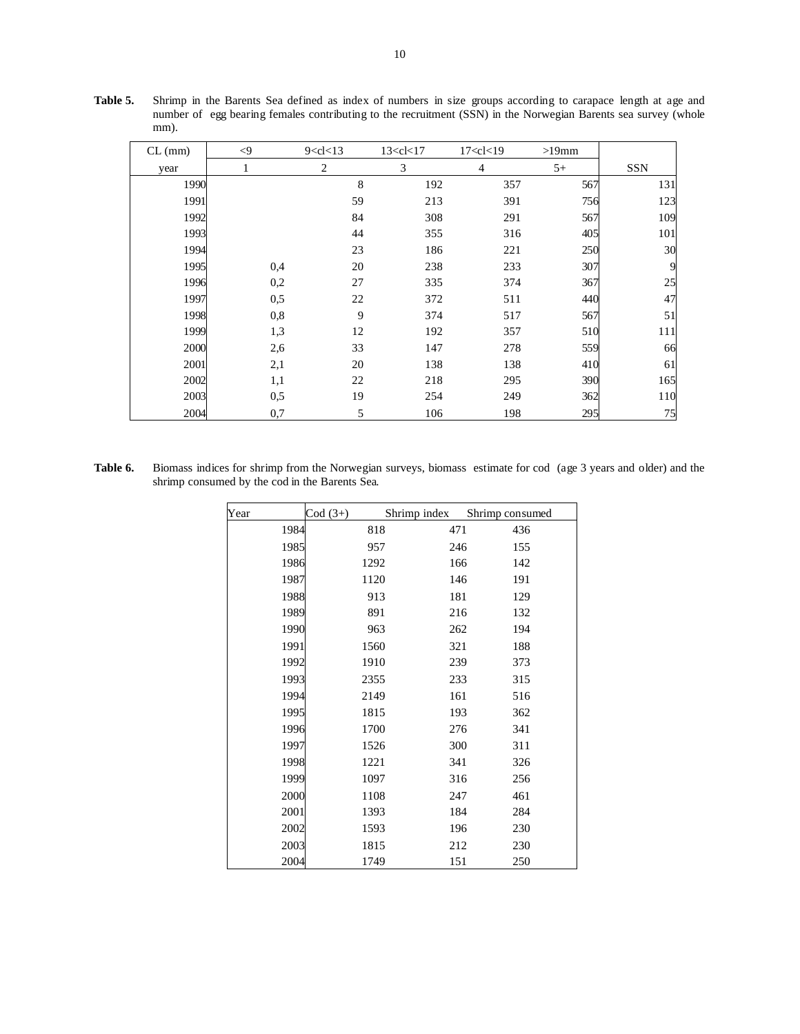**Table 5.** Shrimp in the Barents Sea defined as index of numbers in size groups according to carapace length at age and number of egg bearing females contributing to the recruitment (SSN) in the Norwegian Barents sea survey (whole mm).

| CL (mm) | <9 | 9<cl<13 | 13<cl<17 | 17<cl<19 | >19mm | |
|---|---|---|---|---|---|---|
| year | 1 | 2 | 3 | 4 | 5+ | SSN |
| 1990 | | 8 | 192 | 357 | 567 | 131 |
| 1991 | | 59 | 213 | 391 | 756 | 123 |
| 1992 | | 84 | 308 | 291 | 567 | 109 |
| 1993 | | 44 | 355 | 316 | 405 | 101 |
| 1994 | | 23 | 186 | 221 | 250 | 30 |
| 1995 | 0,4 | 20 | 238 | 233 | 307 | 9 |
| 1996 | 0,2 | 27 | 335 | 374 | 367 | 25 |
| 1997 | 0,5 | 22 | 372 | 511 | 440 | 47 |
| 1998 | 0,8 | 9 | 374 | 517 | 567 | 51 |
| 1999 | 1,3 | 12 | 192 | 357 | 510 | 111 |
| 2000 | 2,6 | 33 | 147 | 278 | 559 | 66 |
| 2001 | 2,1 | 20 | 138 | 138 | 410 | 61 |
| 2002 | 1,1 | 22 | 218 | 295 | 390 | 165 |
| 2003 | 0,5 | 19 | 254 | 249 | 362 | 110 |
| 2004 | 0,7 | 5 | 106 | 198 | 295 | 75 |

**Table 6.** Biomass indices for shrimp from the Norwegian surveys, biomass estimate for cod (age 3 years and older) and the shrimp consumed by the cod in the Barents Sea.

| Year | Cod (3+) | Shrimp index | Shrimp consumed |
|---|---|---|---|
| 1984 | 818 | 471 | 436 |
| 1985 | 957 | 246 | 155 |
| 1986 | 1292 | 166 | 142 |
| 1987 | 1120 | 146 | 191 |
| 1988 | 913 | 181 | 129 |
| 1989 | 891 | 216 | 132 |
| 1990 | 963 | 262 | 194 |
| 1991 | 1560 | 321 | 188 |
| 1992 | 1910 | 239 | 373 |
| 1993 | 2355 | 233 | 315 |
| 1994 | 2149 | 161 | 516 |
| 1995 | 1815 | 193 | 362 |
| 1996 | 1700 | 276 | 341 |
| 1997 | 1526 | 300 | 311 |
| 1998 | 1221 | 341 | 326 |
| 1999 | 1097 | 316 | 256 |
| 2000 | 1108 | 247 | 461 |
| 2001 | 1393 | 184 | 284 |
| 2002 | 1593 | 196 | 230 |
| 2003 | 1815 | 212 | 230 |
| 2004 | 1749 | 151 | 250 |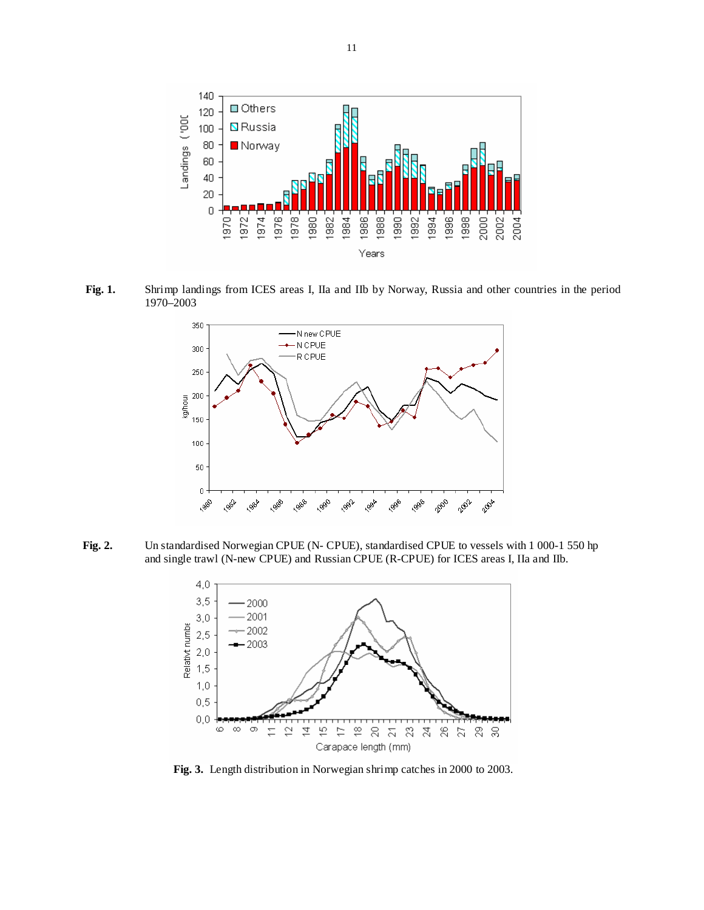**Fig. 1.** Shrimp landings from ICES areas I, IIa and IIb by Norway, Russia and other countries in the period 1970–2003

**Fig. 2.** Un standardised Norwegian CPUE (N- CPUE), standardised CPUE to vessels with 1 000-1 550 hp and single trawl (N-new CPUE) and Russian CPUE (R-CPUE) for ICES areas I, IIa and IIb.

**Fig. 3.** Length distribution in Norwegian shrimp catches in 2000 to 2003.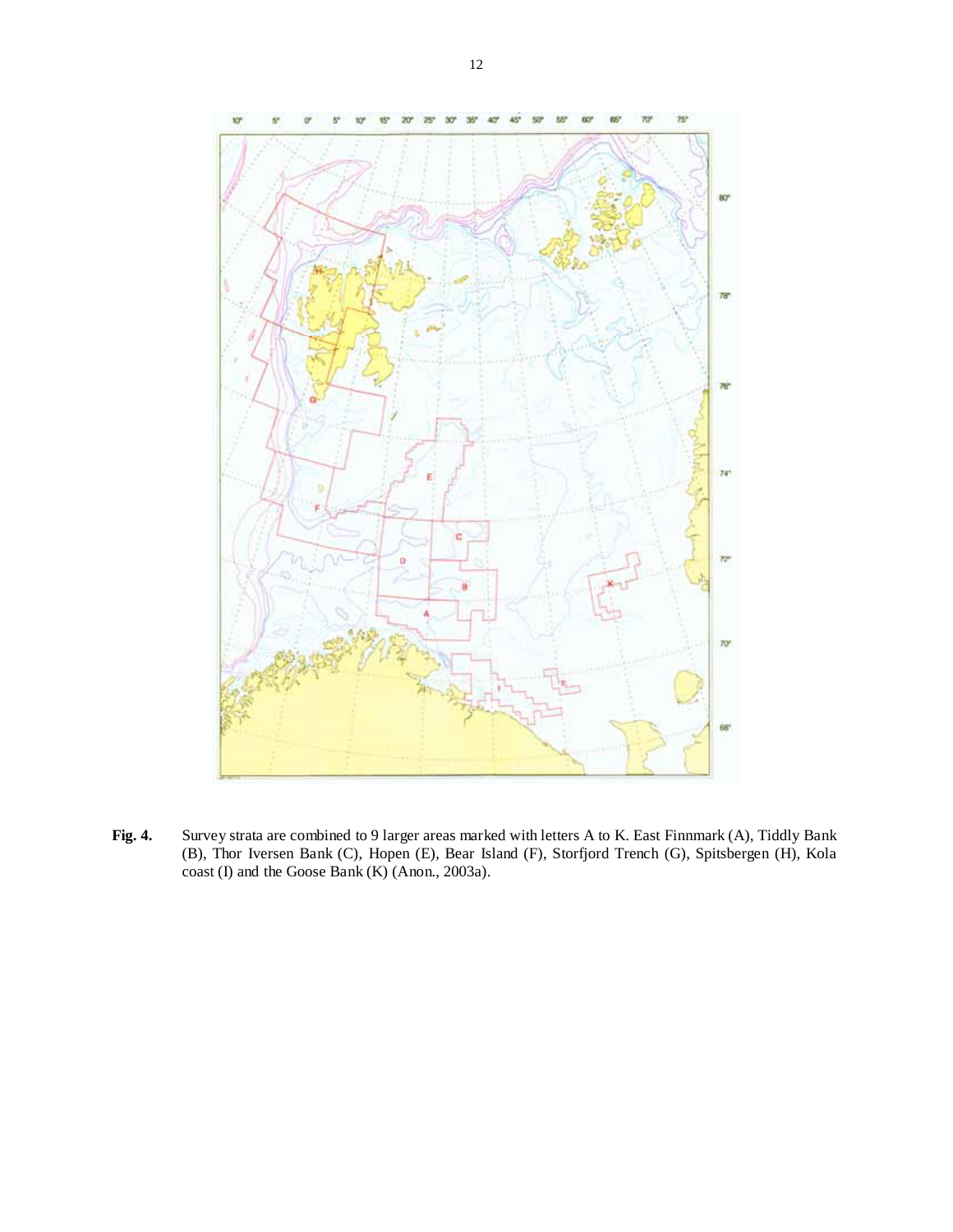**Fig. 4.** Survey strata are combined to 9 larger areas marked with letters A to K. East Finnmark (A), Tiddly Bank (B), Thor Iversen Bank (C), Hopen (E), Bear Island (F), Storfjord Trench (G), Spitsbergen (H), Kola coast (I) and the Goose Bank (K) (Anon., 2003a).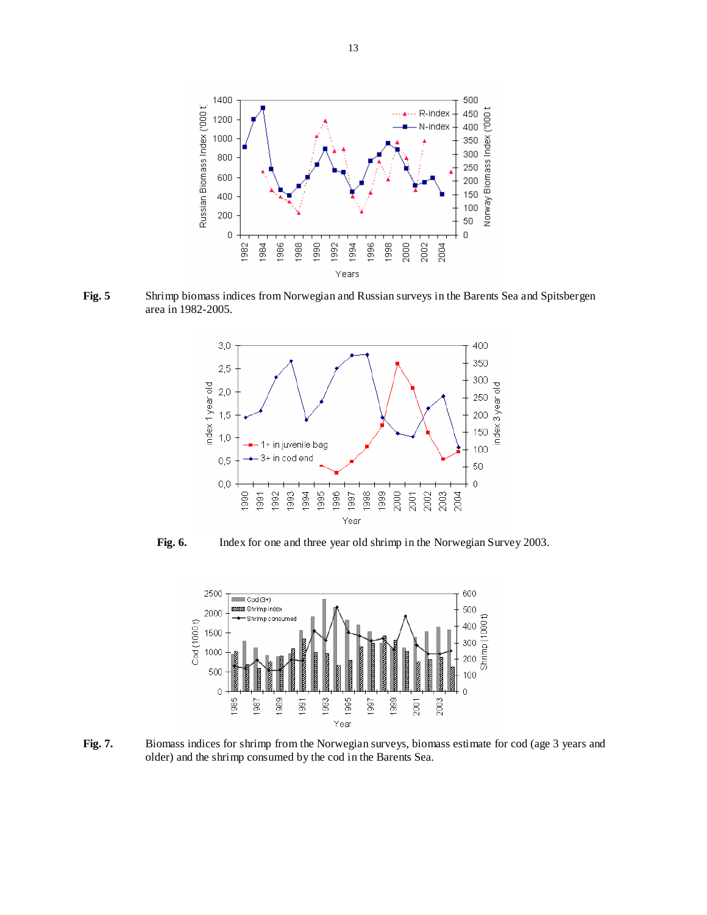1400
1200
1000
800
600
400
200
0

Russian Biomass Index ('000 t)

500
450
400
350
300
250
200
150
100
50
0

Norway Biomass Index ('000 t)

R-index
N-index

1982 1984 1986 1988 1990 1992 1994 1996 1998 2000 2002 2004

Years

**Fig. 5** Shrimp biomass indices from Norwegian and Russian surveys in the Barents Sea and Spitsbergen area in 1982-2005.

3,0
2,5
2,0
1,5
1,0
0,5
0,0

index 1 year old

400
350
300
250
200
150
100
50
0

index 3 year old

1+ in juvenile bag
3+ in cod end

1990 1991 1992 1993 1994 1995 1996 1997 1998 1999 2000 2001 2002 2003 2004

Year

**Fig. 6.** Index for one and three year old shrimp in the Norwegian Survey 2003.

2500
2000
1500
1000
500
0

Cod (1000 t)

600
500
400
300
200
100
0

Shrimp (1000 t)

Cod (3+)
Shrimp index
Shrimp consumed

1985 1987 1989 1991 1993 1995 1997 1999 2001 2003

Year

**Fig. 7.** Biomass indices for shrimp from the Norwegian surveys, biomass estimate for cod (age 3 years and older) and the shrimp consumed by the cod in the Barents Sea.